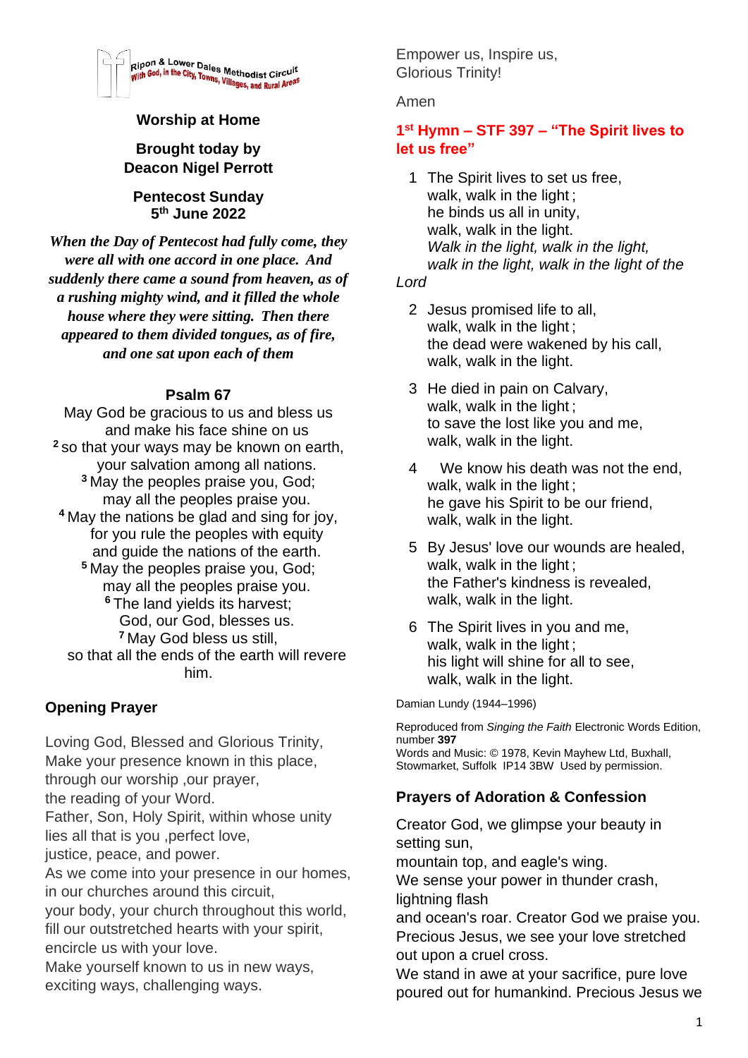Ripon & Lower Dales Methodist Circuit
With God, in the City, Towns, Villages, and Rural Areas

**Worship at Home**

**Brought today by Deacon Nigel Perrott**

**Pentecost Sunday**
**5th June 2022**

***When the Day of Pentecost had fully come, they were all with one accord in one place. And suddenly there came a sound from heaven, as of a rushing mighty wind, and it filled the whole house where they were sitting. Then there appeared to them divided tongues, as of fire, and one sat upon each of them***

**Psalm 67**

May God be gracious to us and bless us
and make his face shine on us
[2] so that your ways may be known on earth,
your salvation among all nations.
[3] May the peoples praise you, God;
may all the peoples praise you.
[4] May the nations be glad and sing for joy,
for you rule the peoples with equity
and guide the nations of the earth.
[5] May the peoples praise you, God;
may all the peoples praise you.
[6] The land yields its harvest;
God, our God, blesses us.
[7] May God bless us still,
so that all the ends of the earth will revere him.

## Opening Prayer

Loving God, Blessed and Glorious Trinity,
Make your presence known in this place,
through our worship ,our prayer,
the reading of your Word.
Father, Son, Holy Spirit, within whose unity
lies all that is you ,perfect love,
justice, peace, and power.
As we come into your presence in our homes,
in our churches around this circuit,
your body, your church throughout this world,
fill our outstretched hearts with your spirit,
encircle us with your love.
Make yourself known to us in new ways,
exciting ways, challenging ways.
Empower us, Inspire us,
Glorious Trinity!

Amen

## 1st Hymn – STF 397 – "The Spirit lives to let us free"

1 The Spirit lives to set us free,
walk, walk in the light;
he binds us all in unity,
walk, walk in the light.
*Walk in the light, walk in the light,*
*walk in the light, walk in the light of the Lord*

2 Jesus promised life to all,
walk, walk in the light;
the dead were wakened by his call,
walk, walk in the light.

3 He died in pain on Calvary,
walk, walk in the light;
to save the lost like you and me,
walk, walk in the light.

4 We know his death was not the end,
walk, walk in the light;
he gave his Spirit to be our friend,
walk, walk in the light.

5 By Jesus' love our wounds are healed,
walk, walk in the light;
the Father's kindness is revealed,
walk, walk in the light.

6 The Spirit lives in you and me,
walk, walk in the light;
his light will shine for all to see,
walk, walk in the light.

Damian Lundy (1944–1996)

Reproduced from *Singing the Faith* Electronic Words Edition, number **397**
Words and Music: © 1978, Kevin Mayhew Ltd, Buxhall, Stowmarket, Suffolk IP14 3BW Used by permission.

## Prayers of Adoration & Confession

Creator God, we glimpse your beauty in setting sun,
mountain top, and eagle's wing.
We sense your power in thunder crash, lightning flash
and ocean's roar. Creator God we praise you.
Precious Jesus, we see your love stretched out upon a cruel cross.
We stand in awe at your sacrifice, pure love poured out for humankind. Precious Jesus we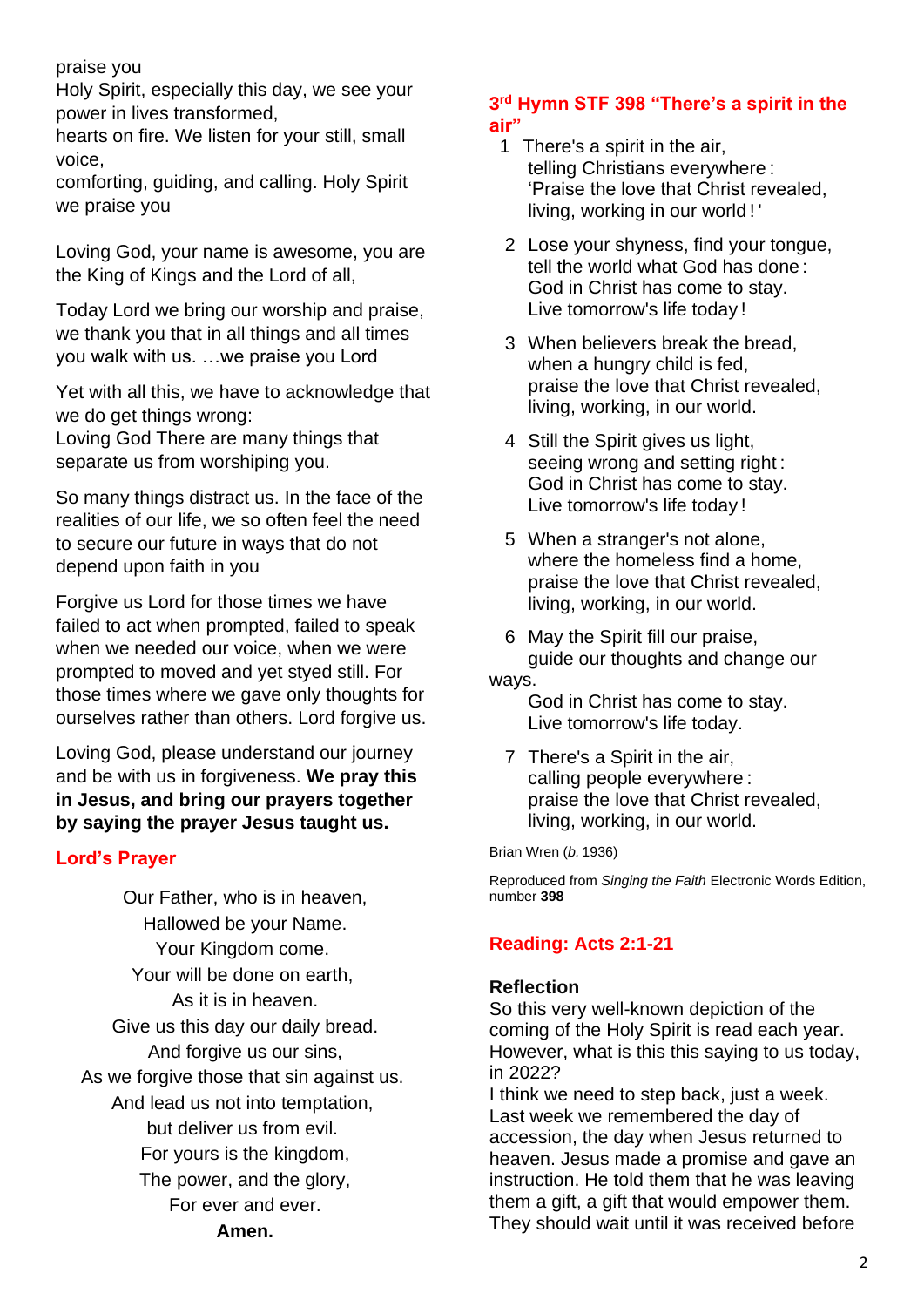praise you
Holy Spirit, especially this day, we see your power in lives transformed,
hearts on fire. We listen for your still, small voice,
comforting, guiding, and calling. Holy Spirit we praise you

Loving God, your name is awesome, you are the King of Kings and the Lord of all,

Today Lord we bring our worship and praise, we thank you that in all things and all times you walk with us. …we praise you Lord

Yet with all this, we have to acknowledge that we do get things wrong:
Loving God There are many things that separate us from worshiping you.

So many things distract us. In the face of the realities of our life, we so often feel the need to secure our future in ways that do not depend upon faith in you

Forgive us Lord for those times we have failed to act when prompted, failed to speak when we needed our voice, when we were prompted to moved and yet styed still. For those times where we gave only thoughts for ourselves rather than others. Lord forgive us.

Loving God, please understand our journey and be with us in forgiveness. **We pray this in Jesus, and bring our prayers together by saying the prayer Jesus taught us.**

## Lord's Prayer

Our Father, who is in heaven,
Hallowed be your Name.
Your Kingdom come.
Your will be done on earth,
As it is in heaven.
Give us this day our daily bread.
And forgive us our sins,
As we forgive those that sin against us.
And lead us not into temptation,
but deliver us from evil.
For yours is the kingdom,
The power, and the glory,
For ever and ever.
**Amen.**

## 3rd Hymn STF 398 "There's a spirit in the air"

1 There's a spirit in the air,
telling Christians everywhere :
'Praise the love that Christ revealed,
living, working in our world ! '

2 Lose your shyness, find your tongue,
tell the world what God has done :
God in Christ has come to stay.
Live tomorrow's life today !

3 When believers break the bread,
when a hungry child is fed,
praise the love that Christ revealed,
living, working, in our world.

4 Still the Spirit gives us light,
seeing wrong and setting right :
God in Christ has come to stay.
Live tomorrow's life today !

5 When a stranger's not alone,
where the homeless find a home,
praise the love that Christ revealed,
living, working, in our world.

6 May the Spirit fill our praise,
guide our thoughts and change our ways.
God in Christ has come to stay.
Live tomorrow's life today.

7 There's a Spirit in the air,
calling people everywhere :
praise the love that Christ revealed,
living, working, in our world.

Brian Wren (*b.* 1936)

Reproduced from *Singing the Faith* Electronic Words Edition, number **398**

## Reading: Acts 2:1-21

### Reflection

So this very well-known depiction of the coming of the Holy Spirit is read each year. However, what is this this saying to us today, in 2022?
I think we need to step back, just a week. Last week we remembered the day of accession, the day when Jesus returned to heaven. Jesus made a promise and gave an instruction. He told them that he was leaving them a gift, a gift that would empower them. They should wait until it was received before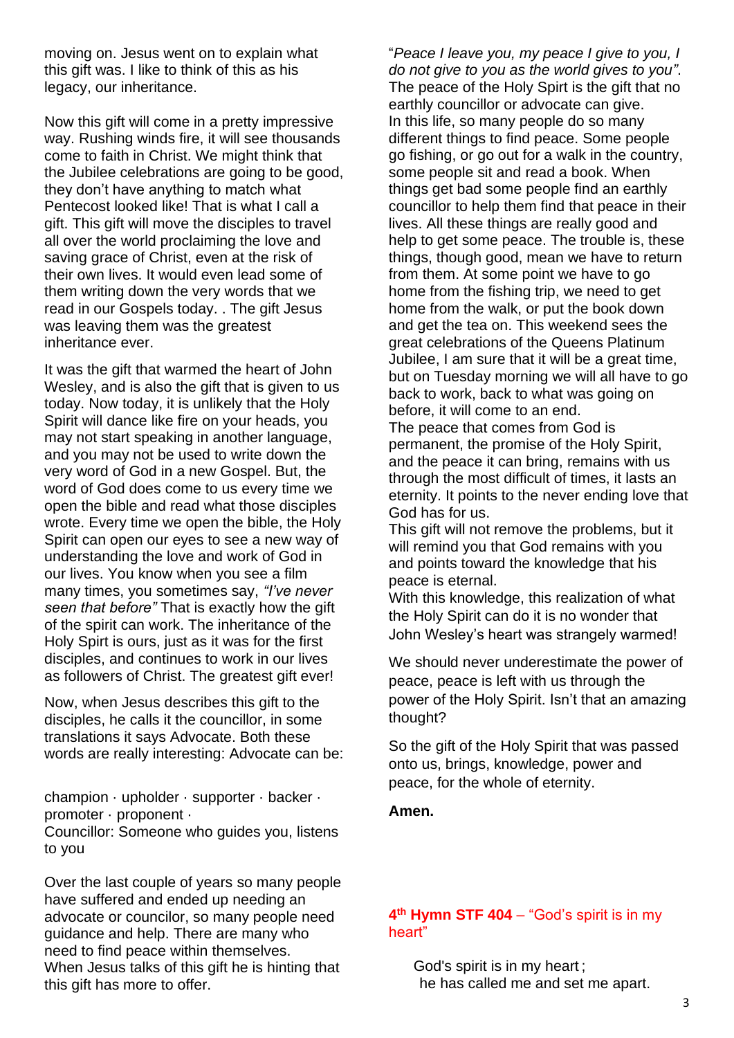moving on. Jesus went on to explain what this gift was. I like to think of this as his legacy, our inheritance.

Now this gift will come in a pretty impressive way. Rushing winds fire, it will see thousands come to faith in Christ. We might think that the Jubilee celebrations are going to be good, they don't have anything to match what Pentecost looked like! That is what I call a gift. This gift will move the disciples to travel all over the world proclaiming the love and saving grace of Christ, even at the risk of their own lives. It would even lead some of them writing down the very words that we read in our Gospels today. . The gift Jesus was leaving them was the greatest inheritance ever.

It was the gift that warmed the heart of John Wesley, and is also the gift that is given to us today. Now today, it is unlikely that the Holy Spirit will dance like fire on your heads, you may not start speaking in another language, and you may not be used to write down the very word of God in a new Gospel. But, the word of God does come to us every time we open the bible and read what those disciples wrote. Every time we open the bible, the Holy Spirit can open our eyes to see a new way of understanding the love and work of God in our lives. You know when you see a film many times, you sometimes say, *"I've never seen that before"* That is exactly how the gift of the spirit can work. The inheritance of the Holy Spirt is ours, just as it was for the first disciples, and continues to work in our lives as followers of Christ. The greatest gift ever!

Now, when Jesus describes this gift to the disciples, he calls it the councillor, in some translations it says Advocate. Both these words are really interesting: Advocate can be:

champion · upholder · supporter · backer · promoter · proponent ·
Councillor: Someone who guides you, listens to you

Over the last couple of years so many people have suffered and ended up needing an advocate or councilor, so many people need guidance and help. There are many who need to find peace within themselves.
When Jesus talks of this gift he is hinting that this gift has more to offer.

"*Peace I leave you, my peace I give to you, I do not give to you as the world gives to you"*.
The peace of the Holy Spirt is the gift that no earthly councillor or advocate can give.
In this life, so many people do so many different things to find peace. Some people go fishing, or go out for a walk in the country, some people sit and read a book. When things get bad some people find an earthly councillor to help them find that peace in their lives. All these things are really good and help to get some peace. The trouble is, these things, though good, mean we have to return from them. At some point we have to go home from the fishing trip, we need to get home from the walk, or put the book down and get the tea on. This weekend sees the great celebrations of the Queens Platinum Jubilee, I am sure that it will be a great time, but on Tuesday morning we will all have to go back to work, back to what was going on before, it will come to an end.
The peace that comes from God is permanent, the promise of the Holy Spirit, and the peace it can bring, remains with us through the most difficult of times, it lasts an eternity. It points to the never ending love that God has for us.
This gift will not remove the problems, but it will remind you that God remains with you and points toward the knowledge that his peace is eternal.
With this knowledge, this realization of what the Holy Spirit can do it is no wonder that John Wesley's heart was strangely warmed!

We should never underestimate the power of peace, peace is left with us through the power of the Holy Spirit. Isn't that an amazing thought?

So the gift of the Holy Spirit that was passed onto us, brings, knowledge, power and peace, for the whole of eternity.

**Amen.**

**4th Hymn STF 404** – "God's spirit is in my heart"

God's spirit is in my heart ;
he has called me and set me apart.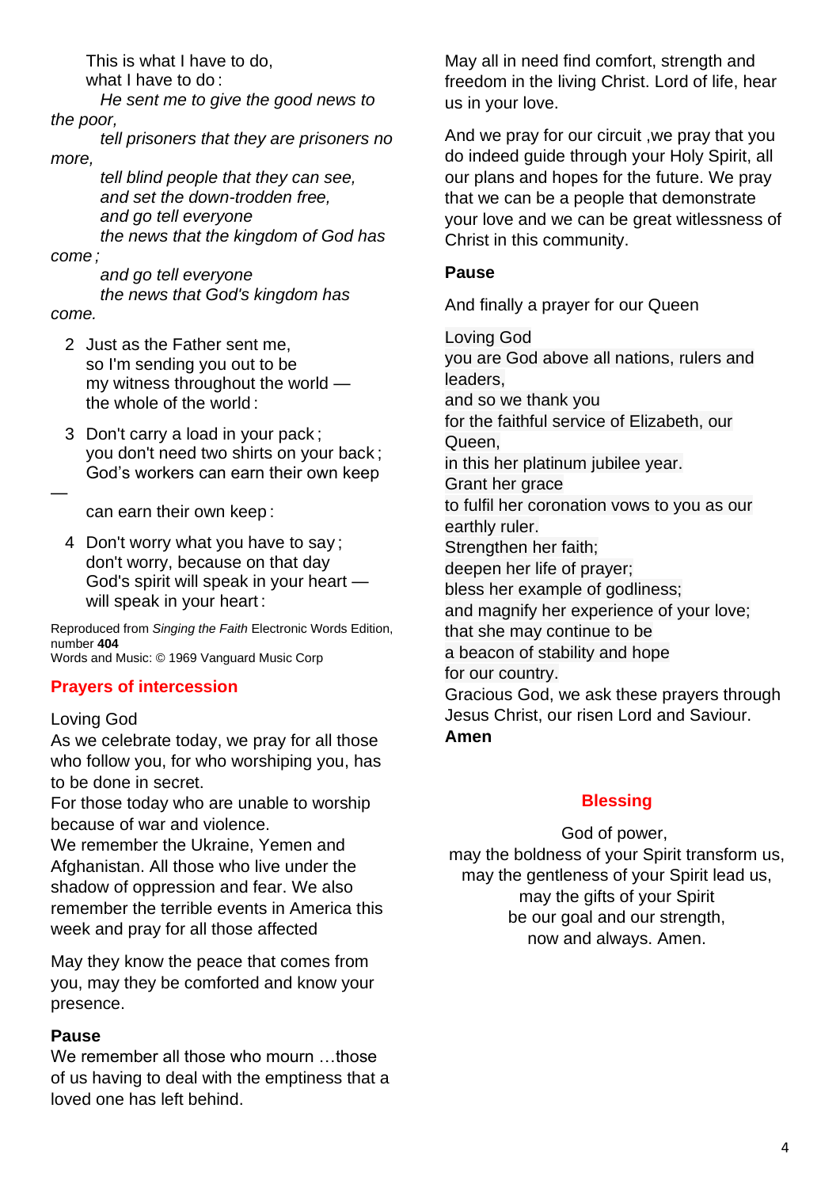This is what I have to do,
what I have to do :

*He sent me to give the good news to the poor,*
*tell prisoners that they are prisoners no more,*
*tell blind people that they can see,*
*and set the down-trodden free,*
*and go tell everyone*
*the news that the kingdom of God has come ;*
*and go tell everyone*
*the news that God's kingdom has come.*

2 Just as the Father sent me,
so I'm sending you out to be
my witness throughout the world —
the whole of the world :

3 Don't carry a load in your pack ;
you don't need two shirts on your back ;
God's workers can earn their own keep —
can earn their own keep :

4 Don't worry what you have to say ;
don't worry, because on that day
God's spirit will speak in your heart —
will speak in your heart :

Reproduced from *Singing the Faith* Electronic Words Edition, number **404**
Words and Music: © 1969 Vanguard Music Corp

## Prayers of intercession

Loving God
As we celebrate today, we pray for all those who follow you, for who worshiping you, has to be done in secret.
For those today who are unable to worship because of war and violence.
We remember the Ukraine, Yemen and Afghanistan. All those who live under the shadow of oppression and fear. We also remember the terrible events in America this week and pray for all those affected

May they know the peace that comes from you, may they be comforted and know your presence.

**Pause**

We remember all those who mourn …those of us having to deal with the emptiness that a loved one has left behind.

May all in need find comfort, strength and freedom in the living Christ. Lord of life, hear us in your love.

And we pray for our circuit ,we pray that you do indeed guide through your Holy Spirit, all our plans and hopes for the future. We pray that we can be a people that demonstrate your love and we can be great witlessness of Christ in this community.

**Pause**

And finally a prayer for our Queen

Loving God
you are God above all nations, rulers and leaders,
and so we thank you
for the faithful service of Elizabeth, our Queen,
in this her platinum jubilee year.
Grant her grace
to fulfil her coronation vows to you as our earthly ruler.
Strengthen her faith;
deepen her life of prayer;
bless her example of godliness;
and magnify her experience of your love;
that she may continue to be
a beacon of stability and hope
for our country.
Gracious God, we ask these prayers through Jesus Christ, our risen Lord and Saviour.
**Amen**

## Blessing

God of power,
may the boldness of your Spirit transform us,
may the gentleness of your Spirit lead us,
may the gifts of your Spirit
be our goal and our strength,
now and always. Amen.